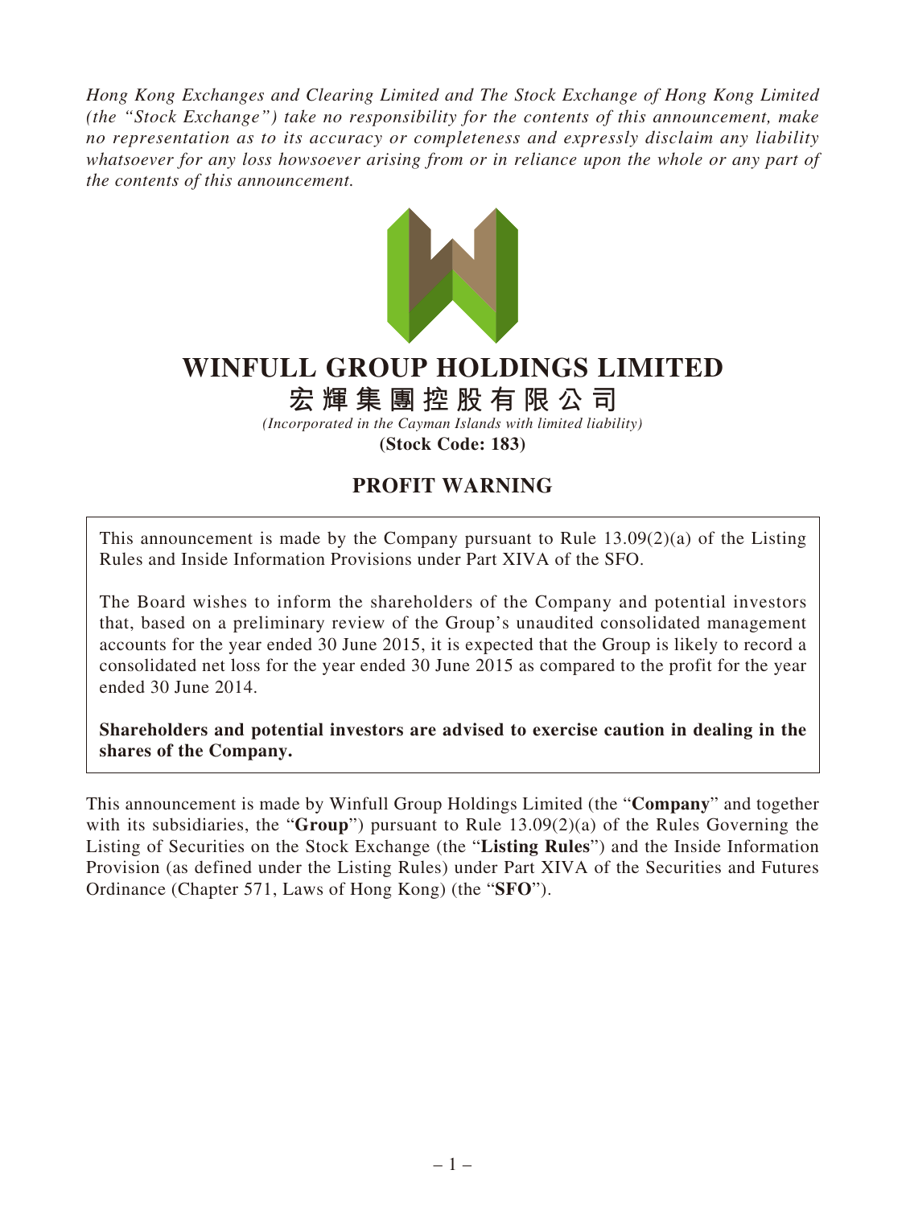*Hong Kong Exchanges and Clearing Limited and The Stock Exchange of Hong Kong Limited (the "Stock Exchange") take no responsibility for the contents of this announcement, make no representation as to its accuracy or completeness and expressly disclaim any liability whatsoever for any loss howsoever arising from or in reliance upon the whole or any part of the contents of this announcement.*

# WINFULL GROUP HOLDINGS LIMITED

# 宏輝集團控股有限公司

*(Incorporated in the Cayman Islands with limited liability)*

**(Stock Code: 183)**

## PROFIT WARNING

This announcement is made by the Company pursuant to Rule 13.09(2)(a) of the Listing Rules and Inside Information Provisions under Part XIVA of the SFO.

The Board wishes to inform the shareholders of the Company and potential investors that, based on a preliminary review of the Group's unaudited consolidated management accounts for the year ended 30 June 2015, it is expected that the Group is likely to record a consolidated net loss for the year ended 30 June 2015 as compared to the profit for the year ended 30 June 2014.

**Shareholders and potential investors are advised to exercise caution in dealing in the shares of the Company.**

This announcement is made by Winfull Group Holdings Limited (the "**Company**" and together with its subsidiaries, the "**Group**") pursuant to Rule 13.09(2)(a) of the Rules Governing the Listing of Securities on the Stock Exchange (the "**Listing Rules**") and the Inside Information Provision (as defined under the Listing Rules) under Part XIVA of the Securities and Futures Ordinance (Chapter 571, Laws of Hong Kong) (the "**SFO**").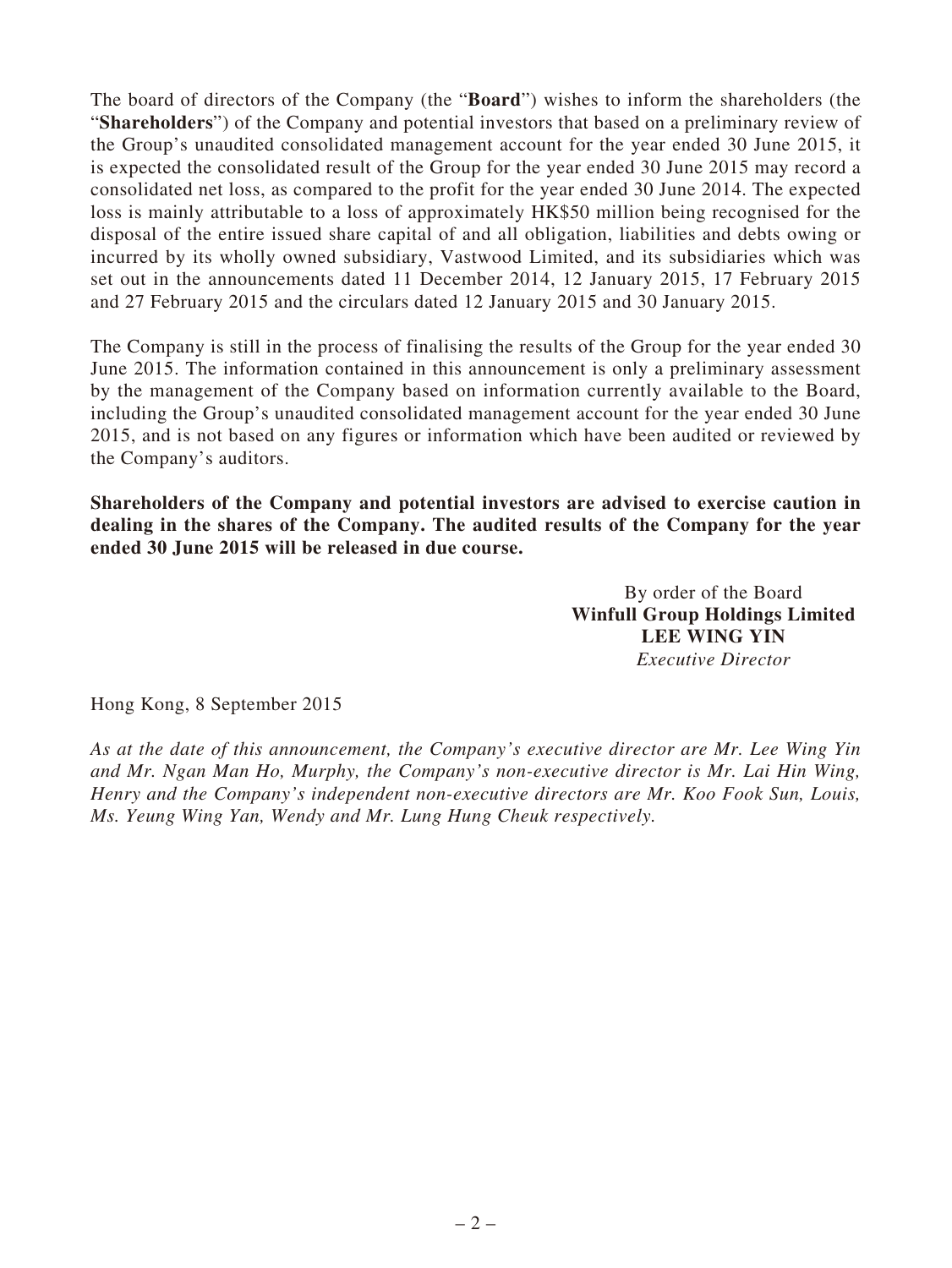The board of directors of the Company (the "**Board**") wishes to inform the shareholders (the "**Shareholders**") of the Company and potential investors that based on a preliminary review of the Group's unaudited consolidated management account for the year ended 30 June 2015, it is expected the consolidated result of the Group for the year ended 30 June 2015 may record a consolidated net loss, as compared to the profit for the year ended 30 June 2014. The expected loss is mainly attributable to a loss of approximately HK$50 million being recognised for the disposal of the entire issued share capital of and all obligation, liabilities and debts owing or incurred by its wholly owned subsidiary, Vastwood Limited, and its subsidiaries which was set out in the announcements dated 11 December 2014, 12 January 2015, 17 February 2015 and 27 February 2015 and the circulars dated 12 January 2015 and 30 January 2015.

The Company is still in the process of finalising the results of the Group for the year ended 30 June 2015. The information contained in this announcement is only a preliminary assessment by the management of the Company based on information currently available to the Board, including the Group's unaudited consolidated management account for the year ended 30 June 2015, and is not based on any figures or information which have been audited or reviewed by the Company's auditors.

**Shareholders of the Company and potential investors are advised to exercise caution in dealing in the shares of the Company. The audited results of the Company for the year ended 30 June 2015 will be released in due course.**

By order of the Board
**Winfull Group Holdings Limited**
**LEE WING YIN**
*Executive Director*

Hong Kong, 8 September 2015

*As at the date of this announcement, the Company's executive director are Mr. Lee Wing Yin and Mr. Ngan Man Ho, Murphy, the Company's non-executive director is Mr. Lai Hin Wing, Henry and the Company's independent non-executive directors are Mr. Koo Fook Sun, Louis, Ms. Yeung Wing Yan, Wendy and Mr. Lung Hung Cheuk respectively.*